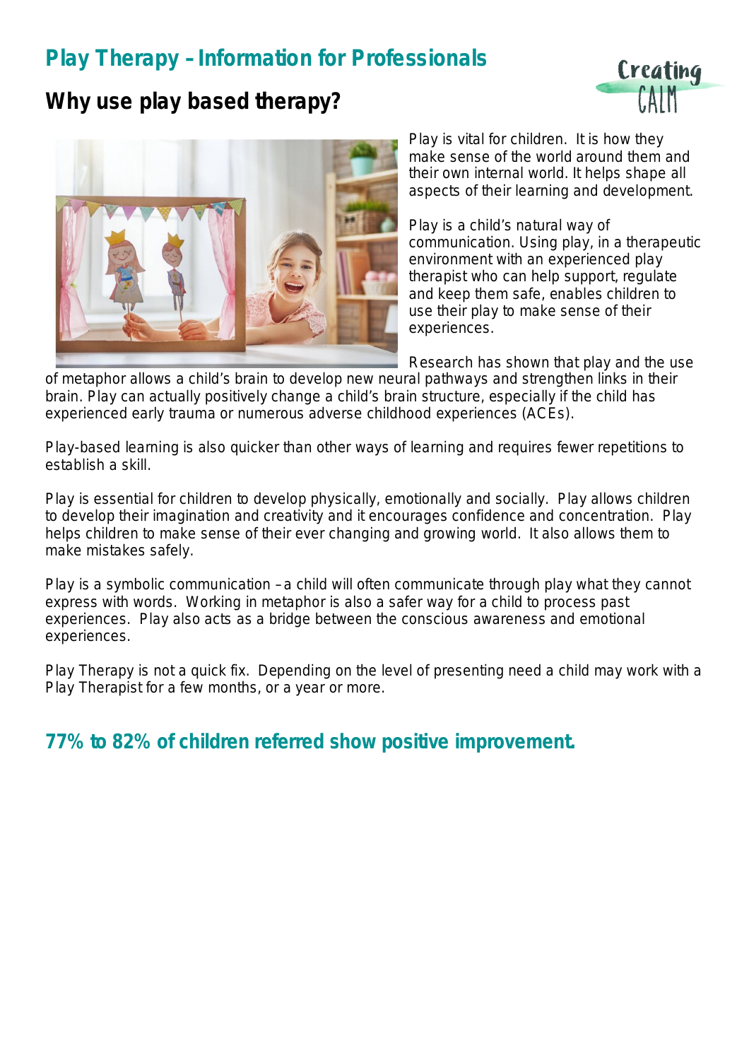# Play Therapy – Information for Professionals

## Why use play based therapy?

Play is vital for children. It is how they make sense of the world around them and their own internal world. It helps shape all aspects of their learning and development.

Play is a child's natural way of communication. Using play, in a therapeutic environment with an experienced play therapist who can help support, regulate and keep them safe, enables children to use their play to make sense of their experiences.

Research has shown that play and the use of metaphor allows a child's brain to develop new neural pathways and strengthen links in their brain. Play can actually positively change a child's brain structure, especially if the child has experienced early trauma or numerous adverse childhood experiences (ACEs).

Play-based learning is also quicker than other ways of learning and requires fewer repetitions to establish a skill.

Play is essential for children to develop physically, emotionally and socially. Play allows children to develop their imagination and creativity and it encourages confidence and concentration. Play helps children to make sense of their ever changing and growing world. It also allows them to make mistakes safely.

Play is a symbolic communication – a child will often communicate through play what they cannot express with words. Working in metaphor is also a safer way for a child to process past experiences. Play also acts as a bridge between the conscious awareness and emotional experiences.

Play Therapy is not a quick fix. Depending on the level of presenting need a child may work with a Play Therapist for a few months, or a year or more.

**77% to 82% of children referred show positive improvement.**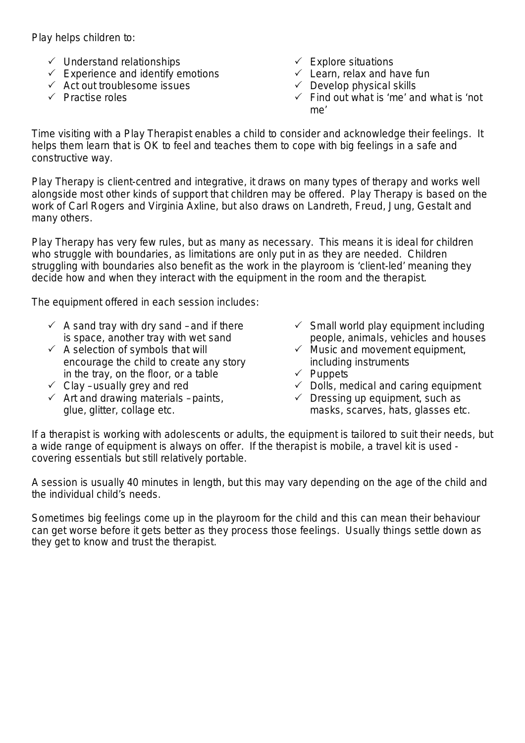Play helps children to:

- Understand relationships
- Experience and identify emotions
- Act out troublesome issues
- Practise roles
- Explore situations
- Learn, relax and have fun
- Develop physical skills
- Find out what is 'me' and what is 'not me'

Time visiting with a Play Therapist enables a child to consider and acknowledge their feelings. It helps them learn that is OK to feel and teaches them to cope with big feelings in a safe and constructive way.

Play Therapy is client-centred and integrative, it draws on many types of therapy and works well alongside most other kinds of support that children may be offered. Play Therapy is based on the work of Carl Rogers and Virginia Axline, but also draws on Landreth, Freud, Jung, Gestalt and many others.

Play Therapy has very few rules, but as many as necessary. This means it is ideal for children who struggle with boundaries, as limitations are only put in as they are needed. Children struggling with boundaries also benefit as the work in the playroom is 'client-led' meaning they decide how and when they interact with the equipment in the room and the therapist.

The equipment offered in each session includes:

- A sand tray with dry sand – and if there is space, another tray with wet sand
- A selection of symbols that will encourage the child to create any story in the tray, on the floor, or a table
- Clay – usually grey and red
- Art and drawing materials – paints, glue, glitter, collage etc.
- Small world play equipment including people, animals, vehicles and houses
- Music and movement equipment, including instruments
- Puppets
- Dolls, medical and caring equipment
- Dressing up equipment, such as masks, scarves, hats, glasses etc.

If a therapist is working with adolescents or adults, the equipment is tailored to suit their needs, but a wide range of equipment is always on offer. If the therapist is mobile, a travel kit is used - covering essentials but still relatively portable.

A session is usually 40 minutes in length, but this may vary depending on the age of the child and the individual child's needs.

Sometimes big feelings come up in the playroom for the child and this can mean their behaviour can get worse before it gets better as they process those feelings. Usually things settle down as they get to know and trust the therapist.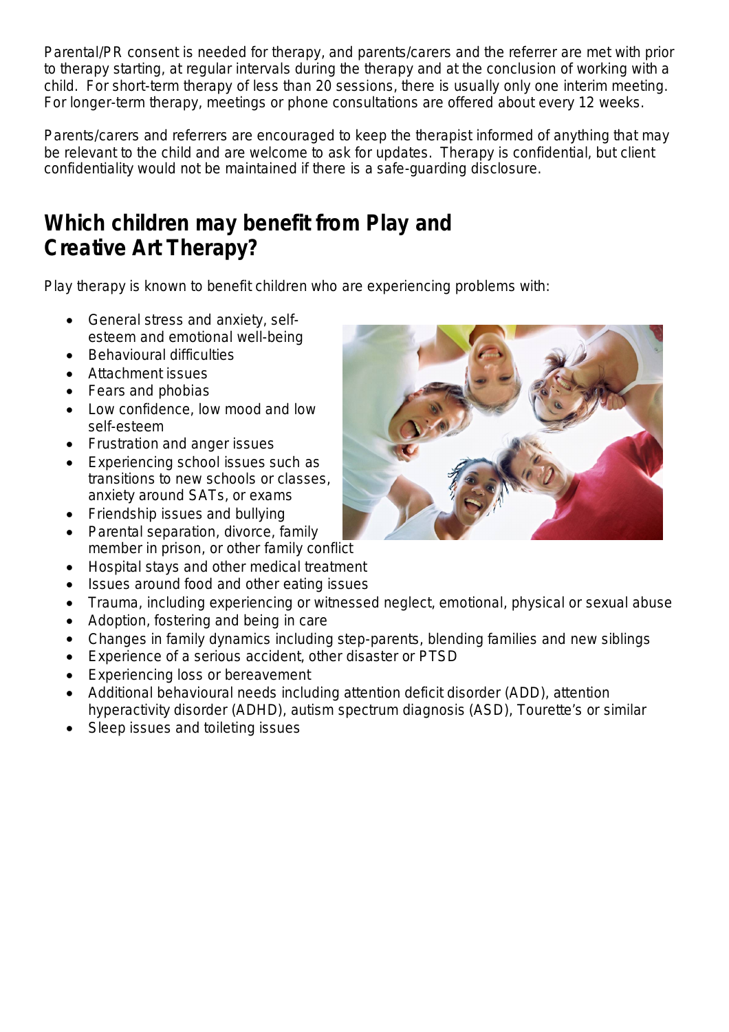Parental/PR consent is needed for therapy, and parents/carers and the referrer are met with prior to therapy starting, at regular intervals during the therapy and at the conclusion of working with a child. For short-term therapy of less than 20 sessions, there is usually only one interim meeting. For longer-term therapy, meetings or phone consultations are offered about every 12 weeks.

Parents/carers and referrers are encouraged to keep the therapist informed of anything that may be relevant to the child and are welcome to ask for updates. Therapy is confidential, but client confidentiality would not be maintained if there is a safe-guarding disclosure.

## Which children may benefit from Play and Creative Art Therapy?

Play therapy is known to benefit children who are experiencing problems with:

- General stress and anxiety, self-esteem and emotional well-being
- Behavioural difficulties
- Attachment issues
- Fears and phobias
- Low confidence, low mood and low self-esteem
- Frustration and anger issues
- Experiencing school issues such as transitions to new schools or classes, anxiety around SATs, or exams
- Friendship issues and bullying
- Parental separation, divorce, family member in prison, or other family conflict
- Hospital stays and other medical treatment
- Issues around food and other eating issues
- Trauma, including experiencing or witnessed neglect, emotional, physical or sexual abuse
- Adoption, fostering and being in care
- Changes in family dynamics including step-parents, blending families and new siblings
- Experience of a serious accident, other disaster or PTSD
- Experiencing loss or bereavement
- Additional behavioural needs including attention deficit disorder (ADD), attention hyperactivity disorder (ADHD), autism spectrum diagnosis (ASD), Tourette's or similar
- Sleep issues and toileting issues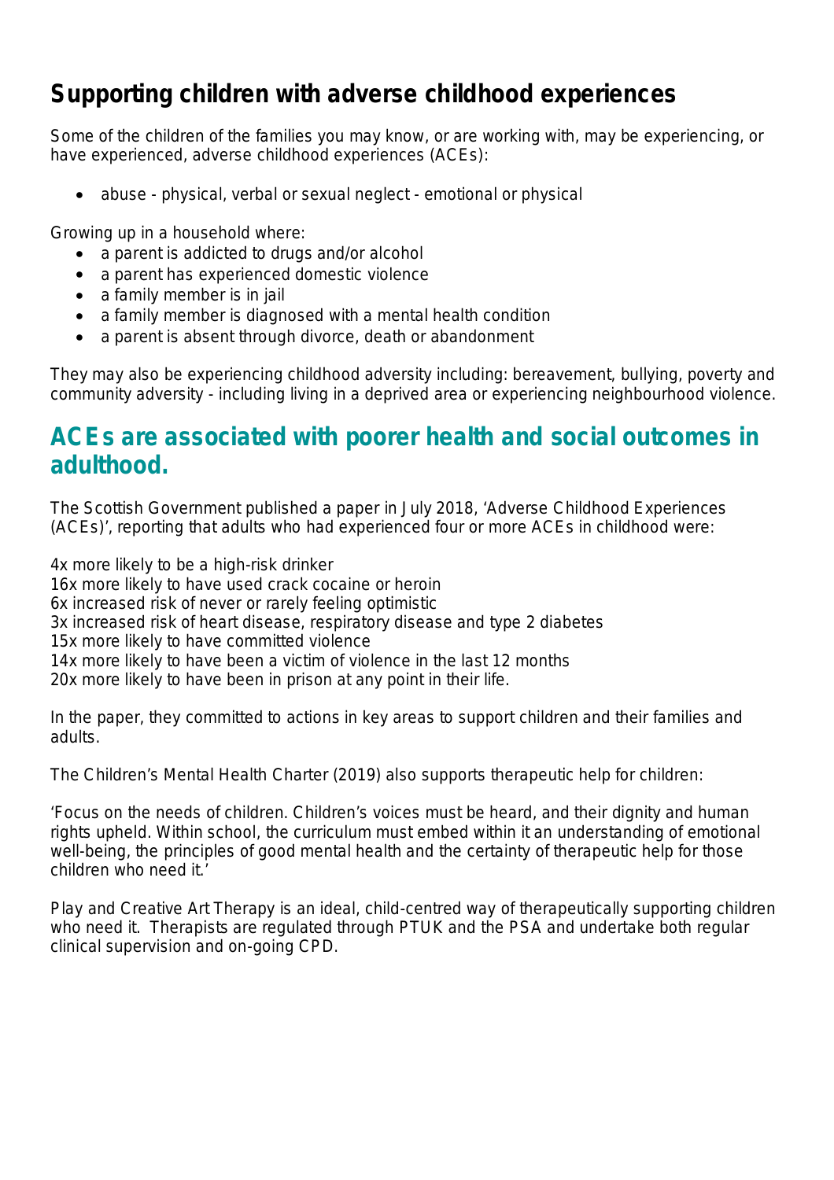# Supporting children with adverse childhood experiences

Some of the children of the families you may know, or are working with, may be experiencing, or have experienced, adverse childhood experiences (ACEs):

- abuse - physical, verbal or sexual neglect - emotional or physical

Growing up in a household where:

- a parent is addicted to drugs and/or alcohol
- a parent has experienced domestic violence
- a family member is in jail
- a family member is diagnosed with a mental health condition
- a parent is absent through divorce, death or abandonment

They may also be experiencing childhood adversity including: bereavement, bullying, poverty and community adversity - including living in a deprived area or experiencing neighbourhood violence.

## ACEs are associated with poorer health and social outcomes in adulthood.

The Scottish Government published a paper in July 2018, 'Adverse Childhood Experiences (ACEs)', reporting that adults who had experienced four or more ACEs in childhood were:

4x more likely to be a high-risk drinker
16x more likely to have used crack cocaine or heroin
6x increased risk of never or rarely feeling optimistic
3x increased risk of heart disease, respiratory disease and type 2 diabetes
15x more likely to have committed violence
14x more likely to have been a victim of violence in the last 12 months
20x more likely to have been in prison at any point in their life.

In the paper, they committed to actions in key areas to support children and their families and adults.

The Children's Mental Health Charter (2019) also supports therapeutic help for children:

'Focus on the needs of children. Children's voices must be heard, and their dignity and human rights upheld. Within school, the curriculum must embed within it an understanding of emotional well-being, the principles of good mental health and the certainty of therapeutic help for those children who need it.'

Play and Creative Art Therapy is an ideal, child-centred way of therapeutically supporting children who need it. Therapists are regulated through PTUK and the PSA and undertake both regular clinical supervision and on-going CPD.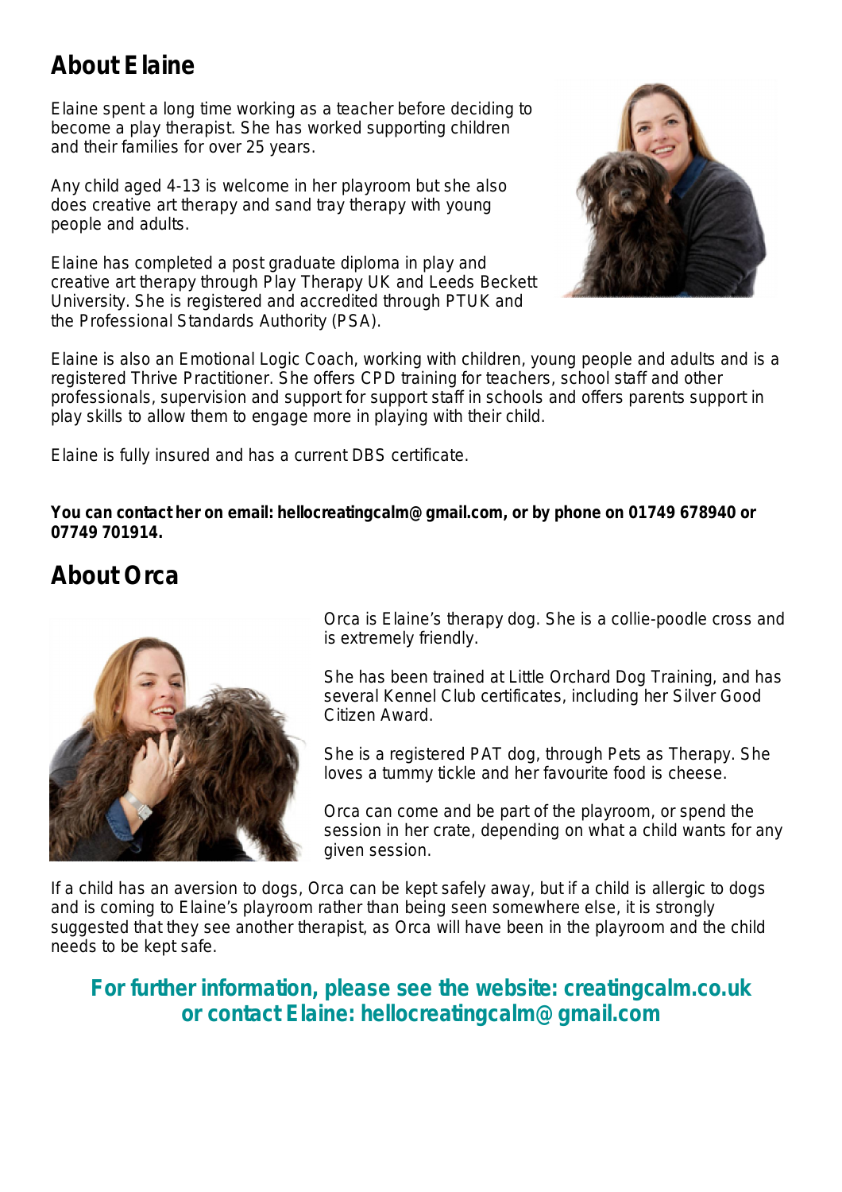## About Elaine

Elaine spent a long time working as a teacher before deciding to become a play therapist. She has worked supporting children and their families for over 25 years.

Any child aged 4-13 is welcome in her playroom but she also does creative art therapy and sand tray therapy with young people and adults.

Elaine has completed a post graduate diploma in play and creative art therapy through Play Therapy UK and Leeds Beckett University. She is registered and accredited through PTUK and the Professional Standards Authority (PSA).

Elaine is also an Emotional Logic Coach, working with children, young people and adults and is a registered Thrive Practitioner. She offers CPD training for teachers, school staff and other professionals, supervision and support for support staff in schools and offers parents support in play skills to allow them to engage more in playing with their child.

Elaine is fully insured and has a current DBS certificate.

**You can contact her on email: hellocreatingcalm@gmail.com, or by phone on 01749 678940 or 07749 701914.**

## About Orca

Orca is Elaine's therapy dog. She is a collie-poodle cross and is extremely friendly.

She has been trained at Little Orchard Dog Training, and has several Kennel Club certificates, including her Silver Good Citizen Award.

She is a registered PAT dog, through Pets as Therapy. She loves a tummy tickle and her favourite food is cheese.

Orca can come and be part of the playroom, or spend the session in her crate, depending on what a child wants for any given session.

If a child has an aversion to dogs, Orca can be kept safely away, but if a child is allergic to dogs and is coming to Elaine's playroom rather than being seen somewhere else, it is strongly suggested that they see another therapist, as Orca will have been in the playroom and the child needs to be kept safe.

**For further information, please see the website: creatingcalm.co.uk or contact Elaine: hellocreatingcalm@gmail.com**